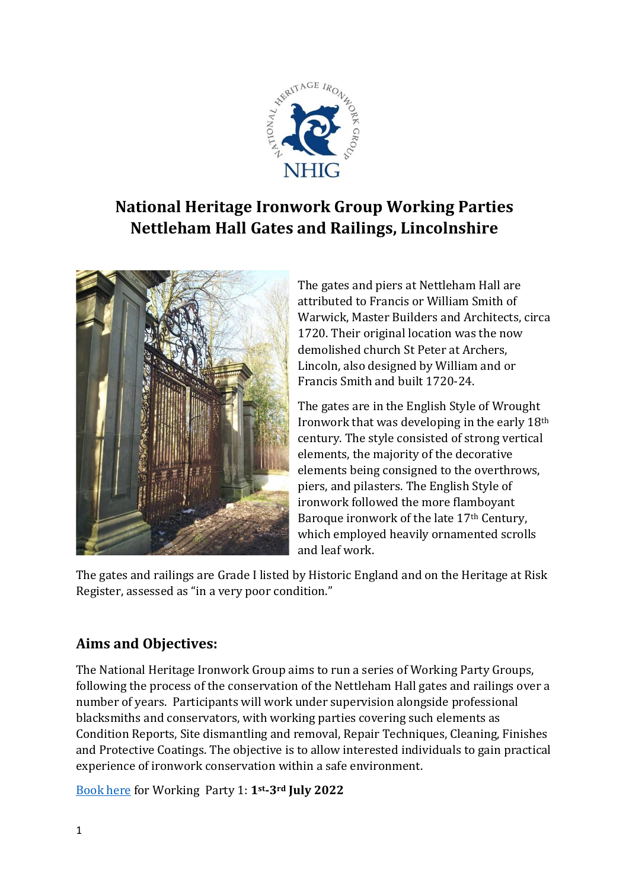# National Heritage Ironwork Group Working Parties
# Nettleham Hall Gates and Railings, Lincolnshire

The gates and piers at Nettleham Hall are attributed to Francis or William Smith of Warwick, Master Builders and Architects, circa 1720. Their original location was the now demolished church St Peter at Archers, Lincoln, also designed by William and or Francis Smith and built 1720-24.

The gates are in the English Style of Wrought Ironwork that was developing in the early 18th century. The style consisted of strong vertical elements, the majority of the decorative elements being consigned to the overthrows, piers, and pilasters. The English Style of ironwork followed the more flamboyant Baroque ironwork of the late 17th Century, which employed heavily ornamented scrolls and leaf work.

The gates and railings are Grade I listed by Historic England and on the Heritage at Risk Register, assessed as "in a very poor condition."

## Aims and Objectives:

The National Heritage Ironwork Group aims to run a series of Working Party Groups, following the process of the conservation of the Nettleham Hall gates and railings over a number of years. Participants will work under supervision alongside professional blacksmiths and conservators, with working parties covering such elements as Condition Reports, Site dismantling and removal, Repair Techniques, Cleaning, Finishes and Protective Coatings. The objective is to allow interested individuals to gain practical experience of ironwork conservation within a safe environment.

Book here for Working Party 1: **1st-3rd July 2022**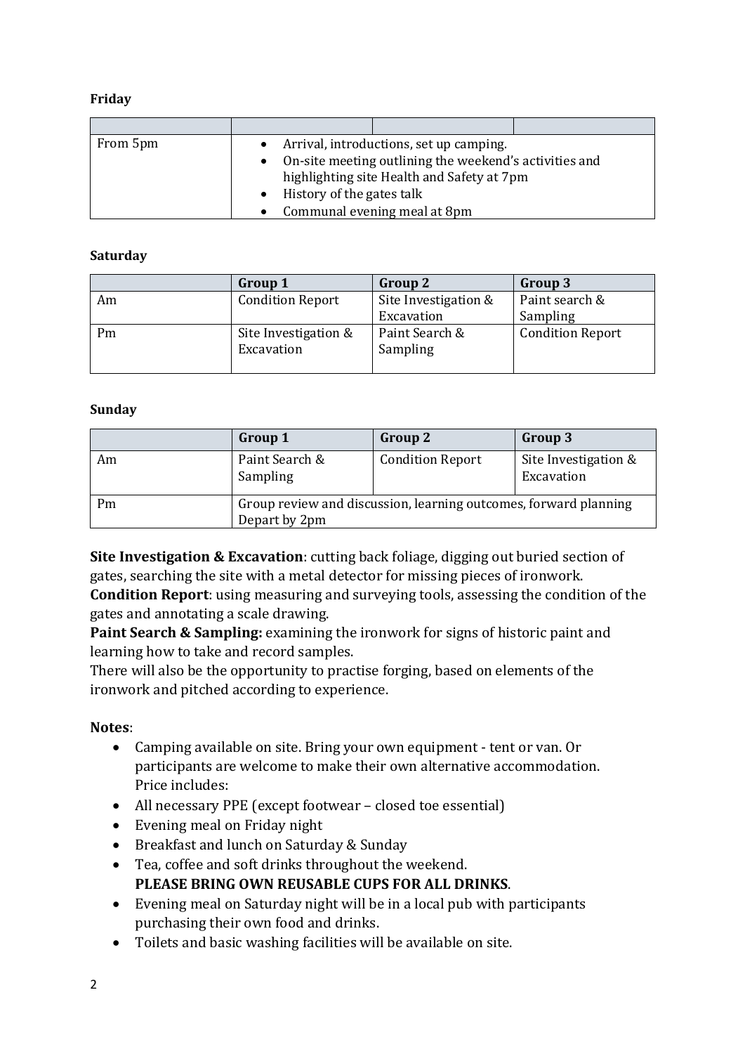**Friday**

| | | | |
|---|---|---|---|
| From 5pm | • Arrival, introductions, set up camping.<br>• On-site meeting outlining the weekend's activities and highlighting site Health and Safety at 7pm<br>• History of the gates talk<br>• Communal evening meal at 8pm | | |

**Saturday**

| | Group 1 | Group 2 | Group 3 |
|---|---|---|---|
| Am | Condition Report | Site Investigation & Excavation | Paint search & Sampling |
| Pm | Site Investigation & Excavation | Paint Search & Sampling | Condition Report |

**Sunday**

| | Group 1 | Group 2 | Group 3 |
|---|---|---|---|
| Am | Paint Search & Sampling | Condition Report | Site Investigation & Excavation |
| Pm | Group review and discussion, learning outcomes, forward planning<br>Depart by 2pm | | |

**Site Investigation & Excavation**: cutting back foliage, digging out buried section of gates, searching the site with a metal detector for missing pieces of ironwork.
**Condition Report**: using measuring and surveying tools, assessing the condition of the gates and annotating a scale drawing.
**Paint Search & Sampling:** examining the ironwork for signs of historic paint and learning how to take and record samples.
There will also be the opportunity to practise forging, based on elements of the ironwork and pitched according to experience.

**Notes**:

- Camping available on site. Bring your own equipment - tent or van. Or participants are welcome to make their own alternative accommodation. Price includes:
- All necessary PPE (except footwear – closed toe essential)
- Evening meal on Friday night
- Breakfast and lunch on Saturday & Sunday
- Tea, coffee and soft drinks throughout the weekend. **PLEASE BRING OWN REUSABLE CUPS FOR ALL DRINKS**.
- Evening meal on Saturday night will be in a local pub with participants purchasing their own food and drinks.
- Toilets and basic washing facilities will be available on site.